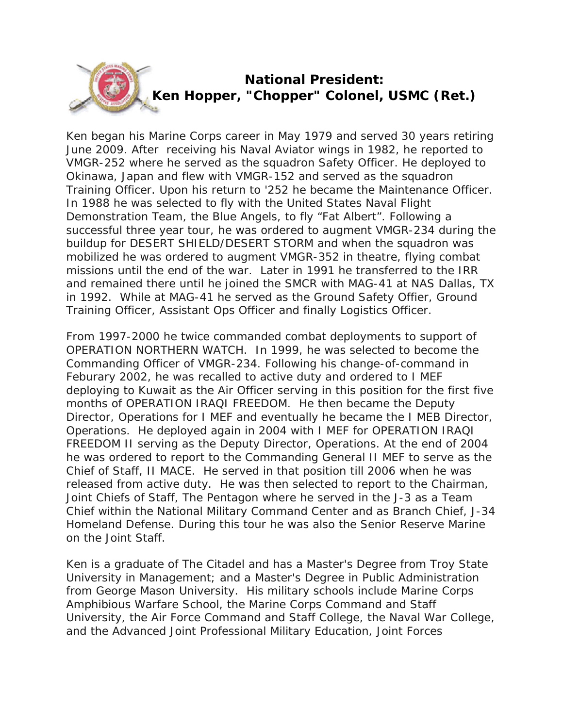## National President:
## Ken Hopper, "Chopper" Colonel, USMC (Ret.)

Ken began his Marine Corps career in May 1979 and served 30 years retiring June 2009. After receiving his Naval Aviator wings in 1982, he reported to VMGR-252 where he served as the squadron Safety Officer. He deployed to Okinawa, Japan and flew with VMGR-152 and served as the squadron Training Officer. Upon his return to '252 he became the Maintenance Officer. In 1988 he was selected to fly with the United States Naval Flight Demonstration Team, the Blue Angels, to fly "Fat Albert". Following a successful three year tour, he was ordered to augment VMGR-234 during the buildup for DESERT SHIELD/DESERT STORM and when the squadron was mobilized he was ordered to augment VMGR-352 in theatre, flying combat missions until the end of the war. Later in 1991 he transferred to the IRR and remained there until he joined the SMCR with MAG-41 at NAS Dallas, TX in 1992. While at MAG-41 he served as the Ground Safety Offier, Ground Training Officer, Assistant Ops Officer and finally Logistics Officer.

From 1997-2000 he twice commanded combat deployments to support of OPERATION NORTHERN WATCH. In 1999, he was selected to become the Commanding Officer of VMGR-234. Following his change-of-command in Feburary 2002, he was recalled to active duty and ordered to I MEF deploying to Kuwait as the Air Officer serving in this position for the first five months of OPERATION IRAQI FREEDOM. He then became the Deputy Director, Operations for I MEF and eventually he became the I MEB Director, Operations. He deployed again in 2004 with I MEF for OPERATION IRAQI FREEDOM II serving as the Deputy Director, Operations. At the end of 2004 he was ordered to report to the Commanding General II MEF to serve as the Chief of Staff, II MACE. He served in that position till 2006 when he was released from active duty. He was then selected to report to the Chairman, Joint Chiefs of Staff, The Pentagon where he served in the J-3 as a Team Chief within the National Military Command Center and as Branch Chief, J-34 Homeland Defense. During this tour he was also the Senior Reserve Marine on the Joint Staff.

Ken is a graduate of The Citadel and has a Master's Degree from Troy State University in Management; and a Master's Degree in Public Administration from George Mason University. His military schools include Marine Corps Amphibious Warfare School, the Marine Corps Command and Staff University, the Air Force Command and Staff College, the Naval War College, and the Advanced Joint Professional Military Education, Joint Forces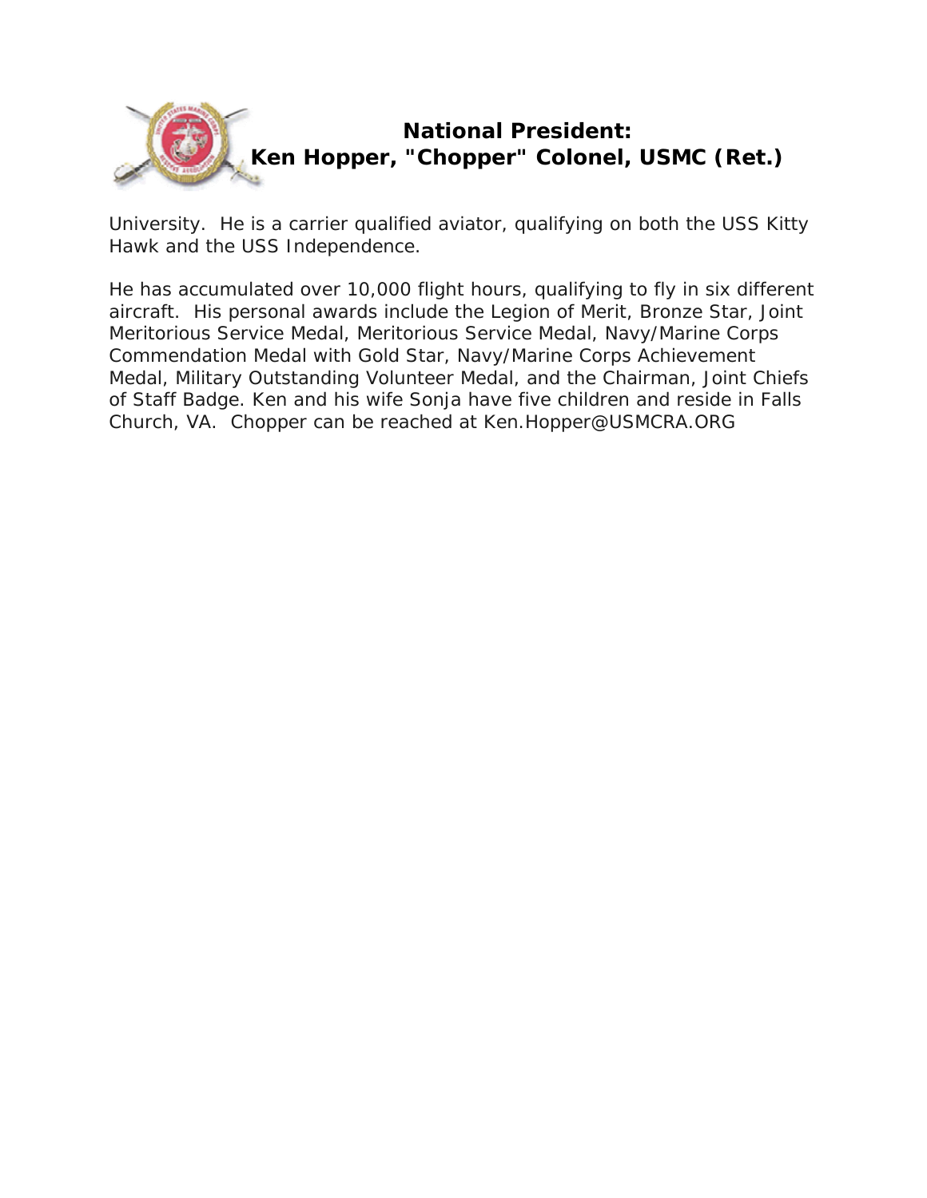**National President:**
**Ken Hopper, "Chopper" Colonel, USMC (Ret.)**

University. He is a carrier qualified aviator, qualifying on both the USS Kitty Hawk and the USS Independence.

He has accumulated over 10,000 flight hours, qualifying to fly in six different aircraft. His personal awards include the Legion of Merit, Bronze Star, Joint Meritorious Service Medal, Meritorious Service Medal, Navy/Marine Corps Commendation Medal with Gold Star, Navy/Marine Corps Achievement Medal, Military Outstanding Volunteer Medal, and the Chairman, Joint Chiefs of Staff Badge. Ken and his wife Sonja have five children and reside in Falls Church, VA. Chopper can be reached at Ken.Hopper@USMCRA.ORG